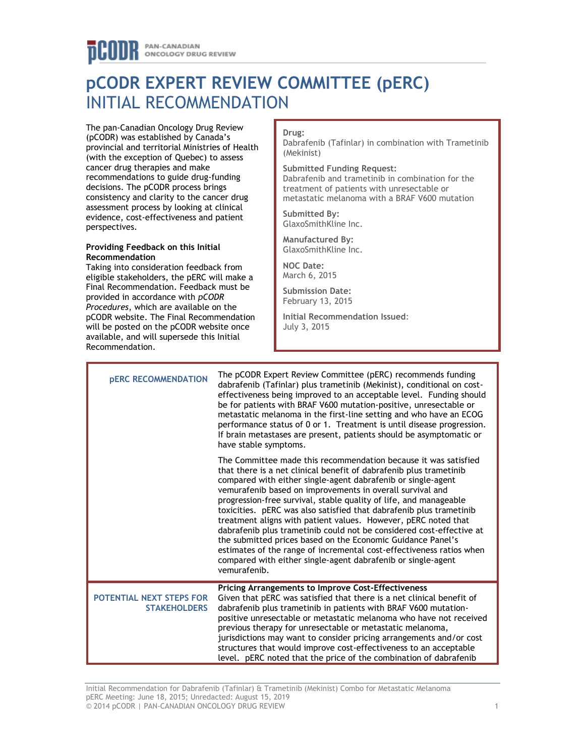# pCODR EXPERT REVIEW COMMITTEE (pERC) INITIAL RECOMMENDATION

The pan-Canadian Oncology Drug Review (pCODR) was established by Canada's provincial and territorial Ministries of Health (with the exception of Quebec) to assess cancer drug therapies and make recommendations to guide drug-funding decisions. The pCODR process brings consistency and clarity to the cancer drug assessment process by looking at clinical evidence, cost-effectiveness and patient perspectives.

**Providing Feedback on this Initial Recommendation**

Taking into consideration feedback from eligible stakeholders, the pERC will make a Final Recommendation. Feedback must be provided in accordance with *pCODR Procedures*, which are available on the pCODR website. The Final Recommendation will be posted on the pCODR website once available, and will supersede this Initial Recommendation.

**Drug:**
Dabrafenib (Tafinlar) in combination with Trametinib (Mekinist)

**Submitted Funding Request:**
Dabrafenib and trametinib in combination for the treatment of patients with unresectable or metastatic melanoma with a BRAF V600 mutation

**Submitted By:**
GlaxoSmithKline Inc.

**Manufactured By:**
GlaxoSmithKline Inc.

**NOC Date:**
March 6, 2015

**Submission Date:**
February 13, 2015

**Initial Recommendation Issued:**
July 3, 2015

| | |
|---|---|
| **pERC RECOMMENDATION** | The pCODR Expert Review Committee (pERC) recommends funding dabrafenib (Tafinlar) plus trametinib (Mekinist), conditional on cost-effectiveness being improved to an acceptable level. Funding should be for patients with BRAF V600 mutation-positive, unresectable or metastatic melanoma in the first-line setting and who have an ECOG performance status of 0 or 1. Treatment is until disease progression. If brain metastases are present, patients should be asymptomatic or have stable symptoms.<br><br>The Committee made this recommendation because it was satisfied that there is a net clinical benefit of dabrafenib plus trametinib compared with either single-agent dabrafenib or single-agent vemurafenib based on improvements in overall survival and progression-free survival, stable quality of life, and manageable toxicities. pERC was also satisfied that dabrafenib plus trametinib treatment aligns with patient values. However, pERC noted that dabrafenib plus trametinib could not be considered cost-effective at the submitted prices based on the Economic Guidance Panel's estimates of the range of incremental cost-effectiveness ratios when compared with either single-agent dabrafenib or single-agent vemurafenib. |
| **POTENTIAL NEXT STEPS FOR STAKEHOLDERS** | **Pricing Arrangements to Improve Cost-Effectiveness**<br>Given that pERC was satisfied that there is a net clinical benefit of dabrafenib plus trametinib in patients with BRAF V600 mutation-positive unresectable or metastatic melanoma who have not received previous therapy for unresectable or metastatic melanoma, jurisdictions may want to consider pricing arrangements and/or cost structures that would improve cost-effectiveness to an acceptable level. pERC noted that the price of the combination of dabrafenib |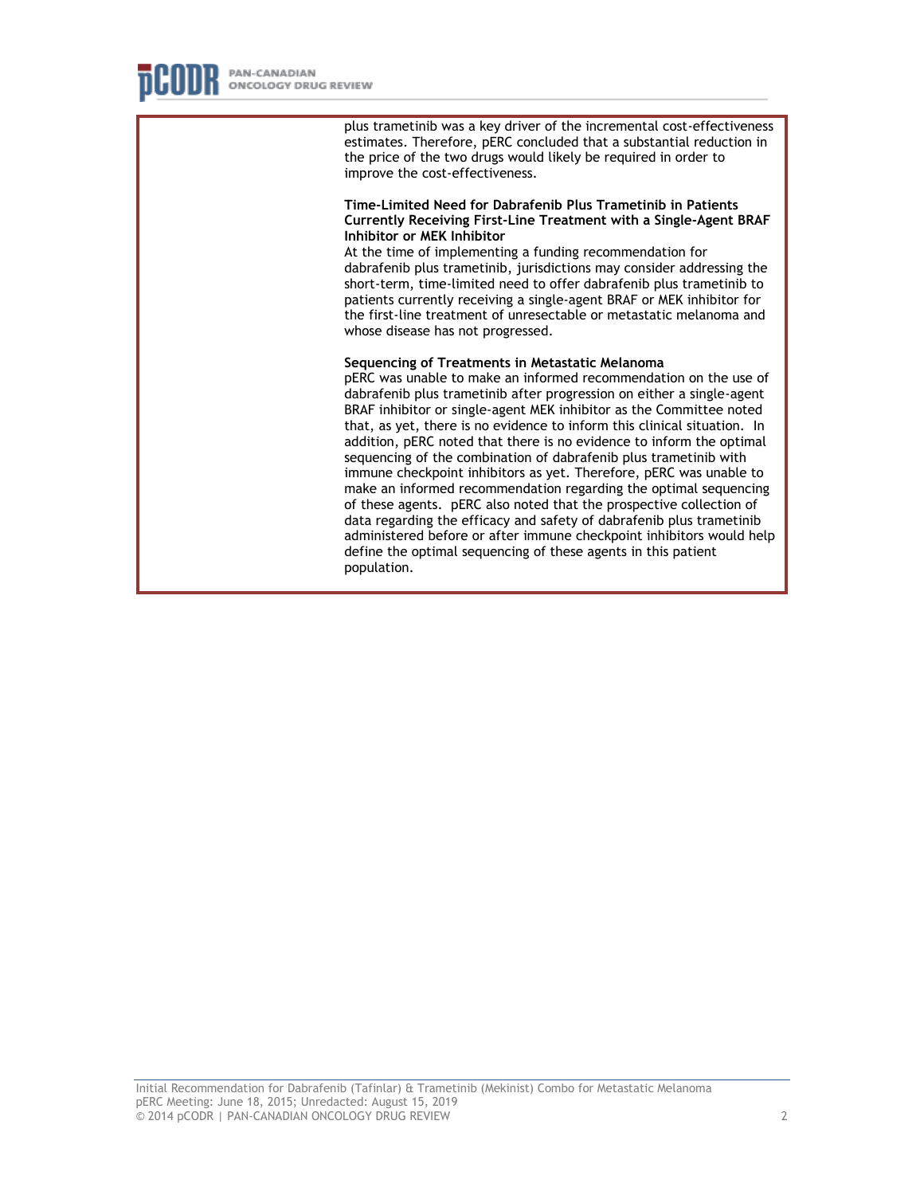plus trametinib was a key driver of the incremental cost-effectiveness estimates. Therefore, pERC concluded that a substantial reduction in the price of the two drugs would likely be required in order to improve the cost-effectiveness.

**Time-Limited Need for Dabrafenib Plus Trametinib in Patients Currently Receiving First-Line Treatment with a Single-Agent BRAF Inhibitor or MEK Inhibitor**

At the time of implementing a funding recommendation for dabrafenib plus trametinib, jurisdictions may consider addressing the short-term, time-limited need to offer dabrafenib plus trametinib to patients currently receiving a single-agent BRAF or MEK inhibitor for the first-line treatment of unresectable or metastatic melanoma and whose disease has not progressed.

**Sequencing of Treatments in Metastatic Melanoma**

pERC was unable to make an informed recommendation on the use of dabrafenib plus trametinib after progression on either a single-agent BRAF inhibitor or single-agent MEK inhibitor as the Committee noted that, as yet, there is no evidence to inform this clinical situation. In addition, pERC noted that there is no evidence to inform the optimal sequencing of the combination of dabrafenib plus trametinib with immune checkpoint inhibitors as yet. Therefore, pERC was unable to make an informed recommendation regarding the optimal sequencing of these agents. pERC also noted that the prospective collection of data regarding the efficacy and safety of dabrafenib plus trametinib administered before or after immune checkpoint inhibitors would help define the optimal sequencing of these agents in this patient population.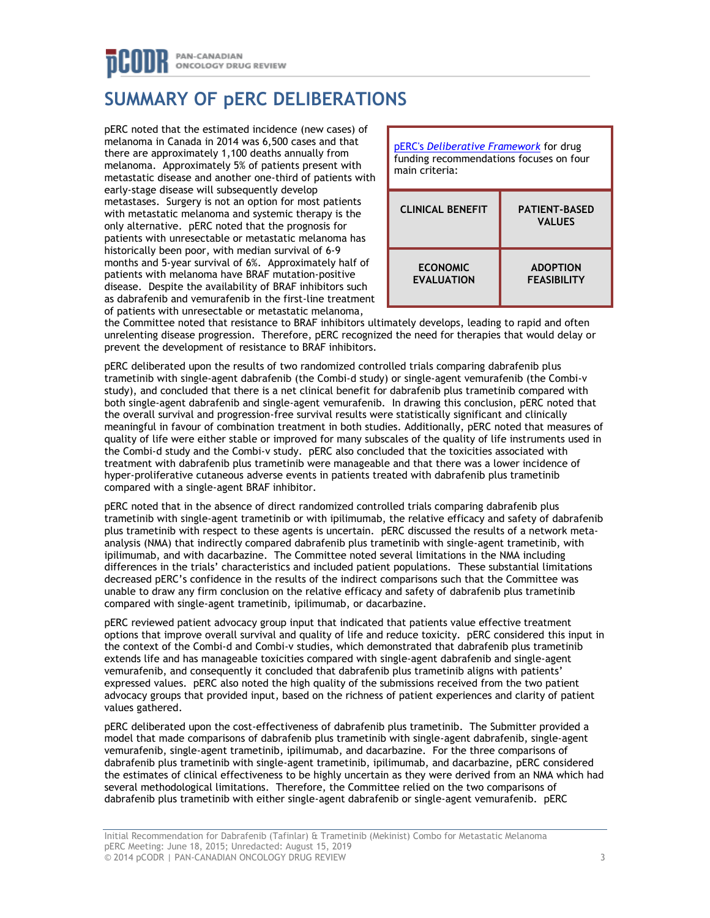# SUMMARY OF pERC DELIBERATIONS

| pERC's *Deliberative Framework* for drug funding recommendations focuses on four main criteria: | |
|---|---|
| **CLINICAL BENEFIT** | **PATIENT-BASED VALUES** |
| **ECONOMIC EVALUATION** | **ADOPTION FEASIBILITY** |

pERC noted that the estimated incidence (new cases) of melanoma in Canada in 2014 was 6,500 cases and that there are approximately 1,100 deaths annually from melanoma. Approximately 5% of patients present with metastatic disease and another one-third of patients with early-stage disease will subsequently develop metastases. Surgery is not an option for most patients with metastatic melanoma and systemic therapy is the only alternative. pERC noted that the prognosis for patients with unresectable or metastatic melanoma has historically been poor, with median survival of 6-9 months and 5-year survival of 6%. Approximately half of patients with melanoma have BRAF mutation-positive disease. Despite the availability of BRAF inhibitors such as dabrafenib and vemurafenib in the first-line treatment of patients with unresectable or metastatic melanoma, the Committee noted that resistance to BRAF inhibitors ultimately develops, leading to rapid and often unrelenting disease progression. Therefore, pERC recognized the need for therapies that would delay or prevent the development of resistance to BRAF inhibitors.

pERC deliberated upon the results of two randomized controlled trials comparing dabrafenib plus trametinib with single-agent dabrafenib (the Combi-d study) or single-agent vemurafenib (the Combi-v study), and concluded that there is a net clinical benefit for dabrafenib plus trametinib compared with both single-agent dabrafenib and single-agent vemurafenib. In drawing this conclusion, pERC noted that the overall survival and progression-free survival results were statistically significant and clinically meaningful in favour of combination treatment in both studies. Additionally, pERC noted that measures of quality of life were either stable or improved for many subscales of the quality of life instruments used in the Combi-d study and the Combi-v study. pERC also concluded that the toxicities associated with treatment with dabrafenib plus trametinib were manageable and that there was a lower incidence of hyper-proliferative cutaneous adverse events in patients treated with dabrafenib plus trametinib compared with a single-agent BRAF inhibitor.

pERC noted that in the absence of direct randomized controlled trials comparing dabrafenib plus trametinib with single-agent trametinib or with ipilimumab, the relative efficacy and safety of dabrafenib plus trametinib with respect to these agents is uncertain. pERC discussed the results of a network meta-analysis (NMA) that indirectly compared dabrafenib plus trametinib with single-agent trametinib, with ipilimumab, and with dacarbazine. The Committee noted several limitations in the NMA including differences in the trials' characteristics and included patient populations. These substantial limitations decreased pERC's confidence in the results of the indirect comparisons such that the Committee was unable to draw any firm conclusion on the relative efficacy and safety of dabrafenib plus trametinib compared with single-agent trametinib, ipilimumab, or dacarbazine.

pERC reviewed patient advocacy group input that indicated that patients value effective treatment options that improve overall survival and quality of life and reduce toxicity. pERC considered this input in the context of the Combi-d and Combi-v studies, which demonstrated that dabrafenib plus trametinib extends life and has manageable toxicities compared with single-agent dabrafenib and single-agent vemurafenib, and consequently it concluded that dabrafenib plus trametinib aligns with patients' expressed values. pERC also noted the high quality of the submissions received from the two patient advocacy groups that provided input, based on the richness of patient experiences and clarity of patient values gathered.

pERC deliberated upon the cost-effectiveness of dabrafenib plus trametinib. The Submitter provided a model that made comparisons of dabrafenib plus trametinib with single-agent dabrafenib, single-agent vemurafenib, single-agent trametinib, ipilimumab, and dacarbazine. For the three comparisons of dabrafenib plus trametinib with single-agent trametinib, ipilimumab, and dacarbazine, pERC considered the estimates of clinical effectiveness to be highly uncertain as they were derived from an NMA which had several methodological limitations. Therefore, the Committee relied on the two comparisons of dabrafenib plus trametinib with either single-agent dabrafenib or single-agent vemurafenib. pERC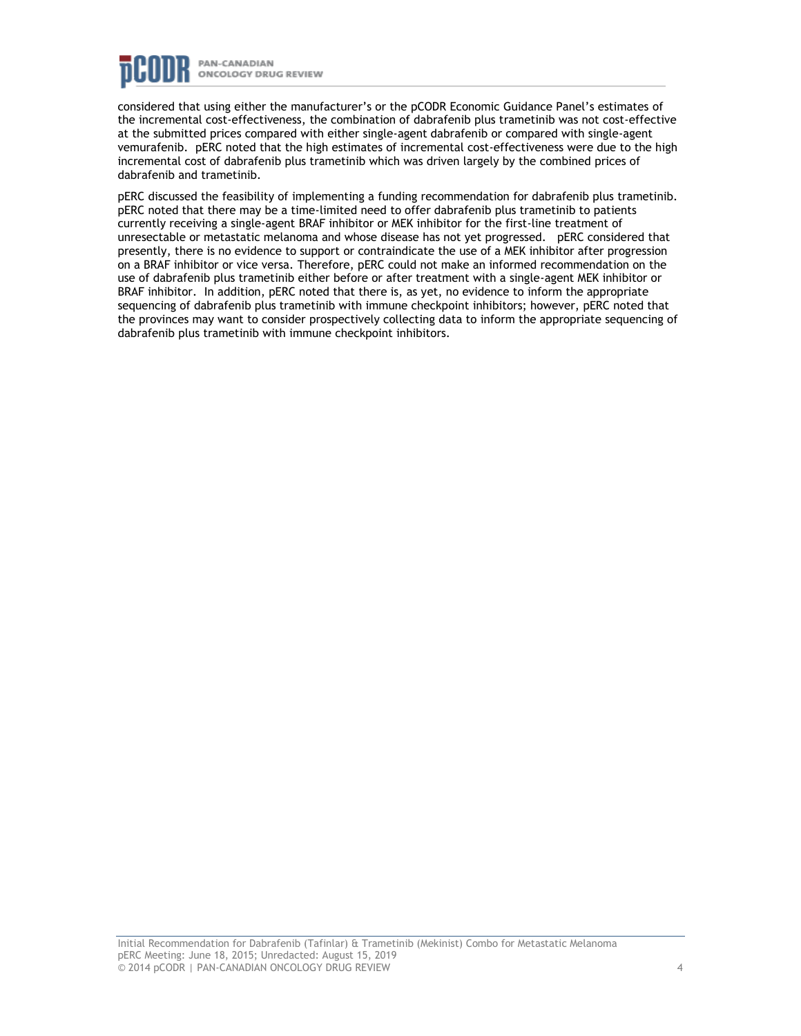considered that using either the manufacturer's or the pCODR Economic Guidance Panel's estimates of the incremental cost-effectiveness, the combination of dabrafenib plus trametinib was not cost-effective at the submitted prices compared with either single-agent dabrafenib or compared with single-agent vemurafenib. pERC noted that the high estimates of incremental cost-effectiveness were due to the high incremental cost of dabrafenib plus trametinib which was driven largely by the combined prices of dabrafenib and trametinib.

pERC discussed the feasibility of implementing a funding recommendation for dabrafenib plus trametinib. pERC noted that there may be a time-limited need to offer dabrafenib plus trametinib to patients currently receiving a single-agent BRAF inhibitor or MEK inhibitor for the first-line treatment of unresectable or metastatic melanoma and whose disease has not yet progressed. pERC considered that presently, there is no evidence to support or contraindicate the use of a MEK inhibitor after progression on a BRAF inhibitor or vice versa. Therefore, pERC could not make an informed recommendation on the use of dabrafenib plus trametinib either before or after treatment with a single-agent MEK inhibitor or BRAF inhibitor. In addition, pERC noted that there is, as yet, no evidence to inform the appropriate sequencing of dabrafenib plus trametinib with immune checkpoint inhibitors; however, pERC noted that the provinces may want to consider prospectively collecting data to inform the appropriate sequencing of dabrafenib plus trametinib with immune checkpoint inhibitors.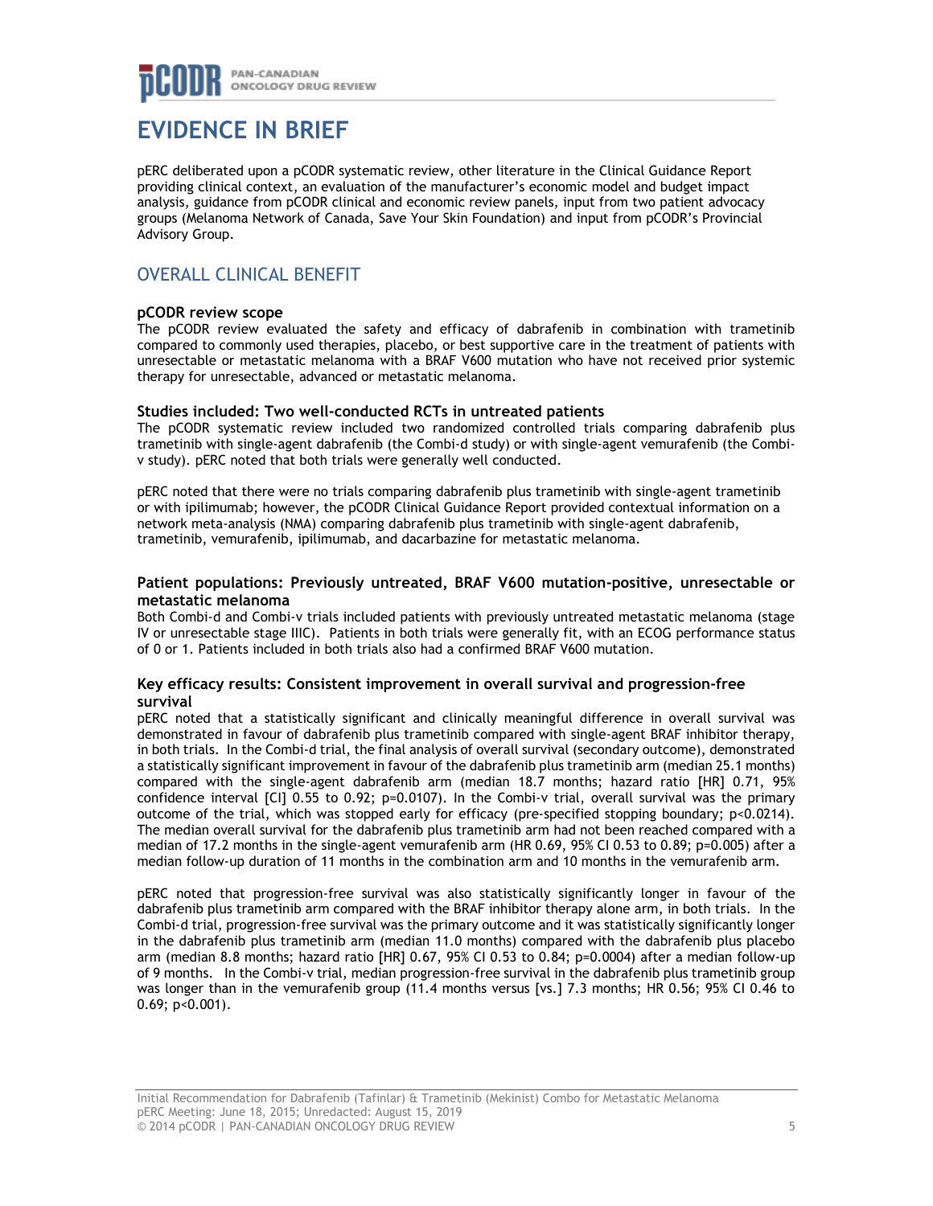# EVIDENCE IN BRIEF

pERC deliberated upon a pCODR systematic review, other literature in the Clinical Guidance Report providing clinical context, an evaluation of the manufacturer's economic model and budget impact analysis, guidance from pCODR clinical and economic review panels, input from two patient advocacy groups (Melanoma Network of Canada, Save Your Skin Foundation) and input from pCODR's Provincial Advisory Group.

## OVERALL CLINICAL BENEFIT

### pCODR review scope

The pCODR review evaluated the safety and efficacy of dabrafenib in combination with trametinib compared to commonly used therapies, placebo, or best supportive care in the treatment of patients with unresectable or metastatic melanoma with a BRAF V600 mutation who have not received prior systemic therapy for unresectable, advanced or metastatic melanoma.

### Studies included: Two well-conducted RCTs in untreated patients

The pCODR systematic review included two randomized controlled trials comparing dabrafenib plus trametinib with single-agent dabrafenib (the Combi-d study) or with single-agent vemurafenib (the Combi-v study). pERC noted that both trials were generally well conducted.

pERC noted that there were no trials comparing dabrafenib plus trametinib with single-agent trametinib or with ipilimumab; however, the pCODR Clinical Guidance Report provided contextual information on a network meta-analysis (NMA) comparing dabrafenib plus trametinib with single-agent dabrafenib, trametinib, vemurafenib, ipilimumab, and dacarbazine for metastatic melanoma.

### Patient populations: Previously untreated, BRAF V600 mutation-positive, unresectable or metastatic melanoma

Both Combi-d and Combi-v trials included patients with previously untreated metastatic melanoma (stage IV or unresectable stage IIIC). Patients in both trials were generally fit, with an ECOG performance status of 0 or 1. Patients included in both trials also had a confirmed BRAF V600 mutation.

### Key efficacy results: Consistent improvement in overall survival and progression-free survival

pERC noted that a statistically significant and clinically meaningful difference in overall survival was demonstrated in favour of dabrafenib plus trametinib compared with single-agent BRAF inhibitor therapy, in both trials. In the Combi-d trial, the final analysis of overall survival (secondary outcome), demonstrated a statistically significant improvement in favour of the dabrafenib plus trametinib arm (median 25.1 months) compared with the single-agent dabrafenib arm (median 18.7 months; hazard ratio [HR] 0.71, 95% confidence interval [CI] 0.55 to 0.92; p=0.0107). In the Combi-v trial, overall survival was the primary outcome of the trial, which was stopped early for efficacy (pre-specified stopping boundary; p<0.0214). The median overall survival for the dabrafenib plus trametinib arm had not been reached compared with a median of 17.2 months in the single-agent vemurafenib arm (HR 0.69, 95% CI 0.53 to 0.89; p=0.005) after a median follow-up duration of 11 months in the combination arm and 10 months in the vemurafenib arm.

pERC noted that progression-free survival was also statistically significantly longer in favour of the dabrafenib plus trametinib arm compared with the BRAF inhibitor therapy alone arm, in both trials. In the Combi-d trial, progression-free survival was the primary outcome and it was statistically significantly longer in the dabrafenib plus trametinib arm (median 11.0 months) compared with the dabrafenib plus placebo arm (median 8.8 months; hazard ratio [HR] 0.67, 95% CI 0.53 to 0.84; p=0.0004) after a median follow-up of 9 months. In the Combi-v trial, median progression-free survival in the dabrafenib plus trametinib group was longer than in the vemurafenib group (11.4 months versus [vs.] 7.3 months; HR 0.56; 95% CI 0.46 to 0.69; p<0.001).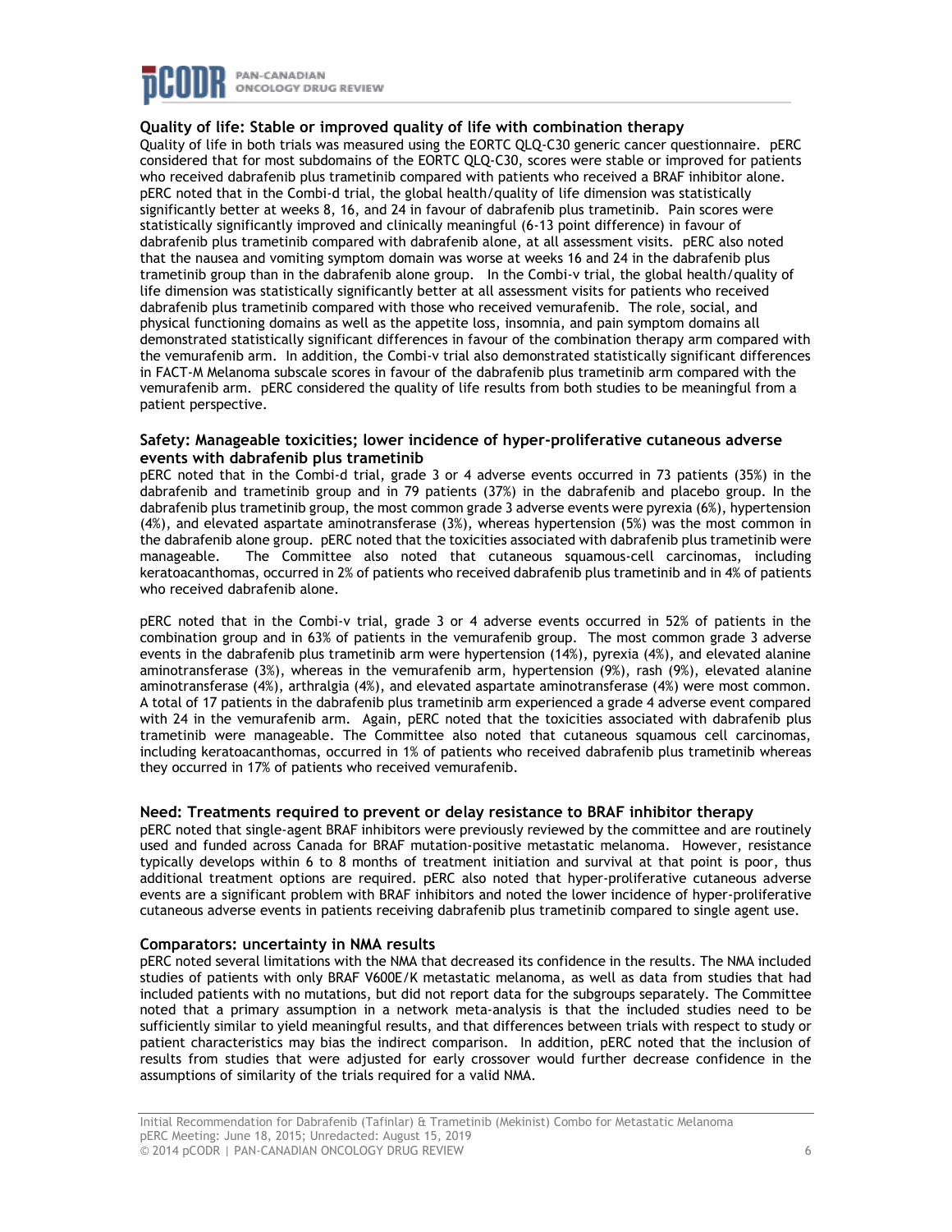### Quality of life: Stable or improved quality of life with combination therapy

Quality of life in both trials was measured using the EORTC QLQ-C30 generic cancer questionnaire. pERC considered that for most subdomains of the EORTC QLQ-C30, scores were stable or improved for patients who received dabrafenib plus trametinib compared with patients who received a BRAF inhibitor alone. pERC noted that in the Combi-d trial, the global health/quality of life dimension was statistically significantly better at weeks 8, 16, and 24 in favour of dabrafenib plus trametinib. Pain scores were statistically significantly improved and clinically meaningful (6-13 point difference) in favour of dabrafenib plus trametinib compared with dabrafenib alone, at all assessment visits. pERC also noted that the nausea and vomiting symptom domain was worse at weeks 16 and 24 in the dabrafenib plus trametinib group than in the dabrafenib alone group. In the Combi-v trial, the global health/quality of life dimension was statistically significantly better at all assessment visits for patients who received dabrafenib plus trametinib compared with those who received vemurafenib. The role, social, and physical functioning domains as well as the appetite loss, insomnia, and pain symptom domains all demonstrated statistically significant differences in favour of the combination therapy arm compared with the vemurafenib arm. In addition, the Combi-v trial also demonstrated statistically significant differences in FACT-M Melanoma subscale scores in favour of the dabrafenib plus trametinib arm compared with the vemurafenib arm. pERC considered the quality of life results from both studies to be meaningful from a patient perspective.

### Safety: Manageable toxicities; lower incidence of hyper-proliferative cutaneous adverse events with dabrafenib plus trametinib

pERC noted that in the Combi-d trial, grade 3 or 4 adverse events occurred in 73 patients (35%) in the dabrafenib and trametinib group and in 79 patients (37%) in the dabrafenib and placebo group. In the dabrafenib plus trametinib group, the most common grade 3 adverse events were pyrexia (6%), hypertension (4%), and elevated aspartate aminotransferase (3%), whereas hypertension (5%) was the most common in the dabrafenib alone group. pERC noted that the toxicities associated with dabrafenib plus trametinib were manageable. The Committee also noted that cutaneous squamous-cell carcinomas, including keratoacanthomas, occurred in 2% of patients who received dabrafenib plus trametinib and in 4% of patients who received dabrafenib alone.

pERC noted that in the Combi-v trial, grade 3 or 4 adverse events occurred in 52% of patients in the combination group and in 63% of patients in the vemurafenib group. The most common grade 3 adverse events in the dabrafenib plus trametinib arm were hypertension (14%), pyrexia (4%), and elevated alanine aminotransferase (3%), whereas in the vemurafenib arm, hypertension (9%), rash (9%), elevated alanine aminotransferase (4%), arthralgia (4%), and elevated aspartate aminotransferase (4%) were most common. A total of 17 patients in the dabrafenib plus trametinib arm experienced a grade 4 adverse event compared with 24 in the vemurafenib arm. Again, pERC noted that the toxicities associated with dabrafenib plus trametinib were manageable. The Committee also noted that cutaneous squamous cell carcinomas, including keratoacanthomas, occurred in 1% of patients who received dabrafenib plus trametinib whereas they occurred in 17% of patients who received vemurafenib.

### Need: Treatments required to prevent or delay resistance to BRAF inhibitor therapy

pERC noted that single-agent BRAF inhibitors were previously reviewed by the committee and are routinely used and funded across Canada for BRAF mutation-positive metastatic melanoma. However, resistance typically develops within 6 to 8 months of treatment initiation and survival at that point is poor, thus additional treatment options are required. pERC also noted that hyper-proliferative cutaneous adverse events are a significant problem with BRAF inhibitors and noted the lower incidence of hyper-proliferative cutaneous adverse events in patients receiving dabrafenib plus trametinib compared to single agent use.

### Comparators: uncertainty in NMA results

pERC noted several limitations with the NMA that decreased its confidence in the results. The NMA included studies of patients with only BRAF V600E/K metastatic melanoma, as well as data from studies that had included patients with no mutations, but did not report data for the subgroups separately. The Committee noted that a primary assumption in a network meta-analysis is that the included studies need to be sufficiently similar to yield meaningful results, and that differences between trials with respect to study or patient characteristics may bias the indirect comparison. In addition, pERC noted that the inclusion of results from studies that were adjusted for early crossover would further decrease confidence in the assumptions of similarity of the trials required for a valid NMA.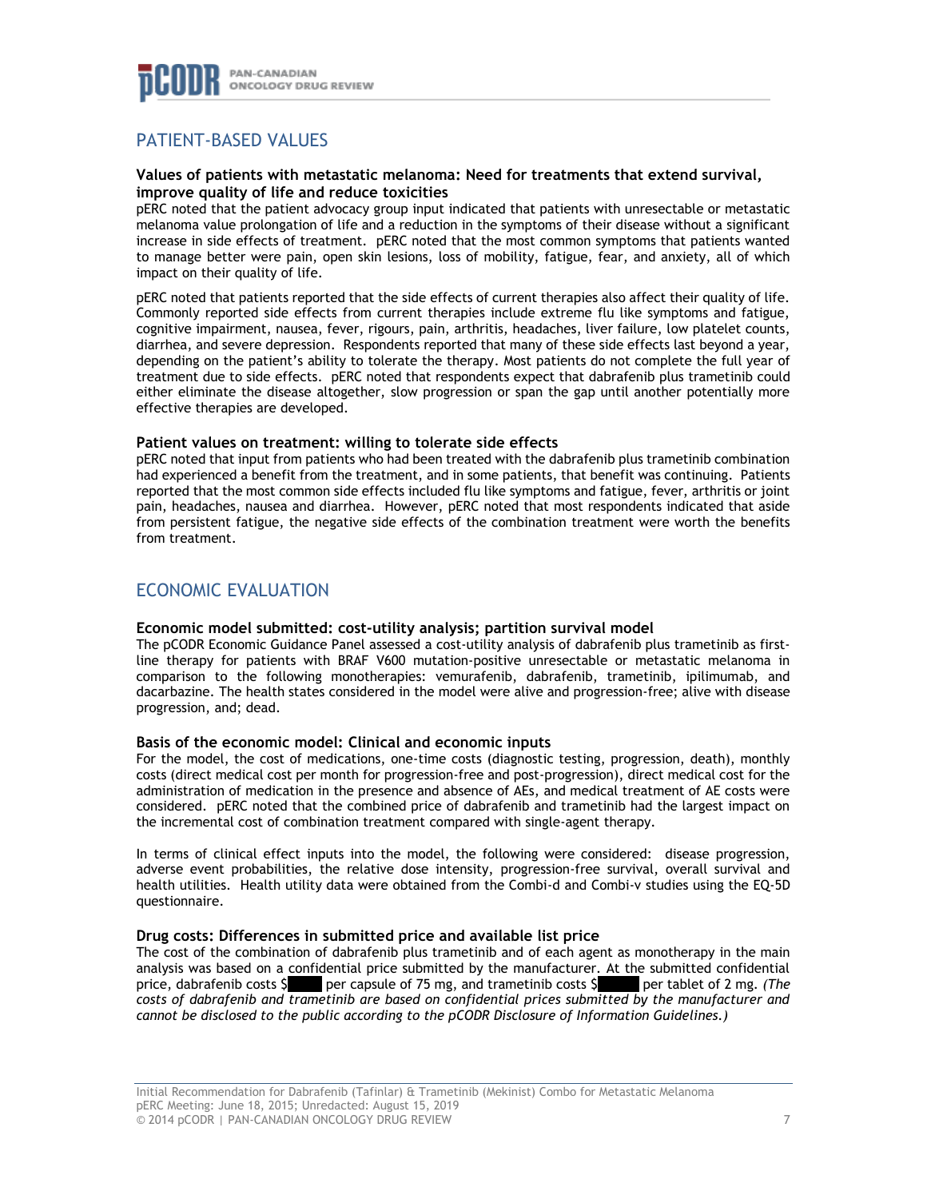## PATIENT-BASED VALUES

**Values of patients with metastatic melanoma: Need for treatments that extend survival, improve quality of life and reduce toxicities**

pERC noted that the patient advocacy group input indicated that patients with unresectable or metastatic melanoma value prolongation of life and a reduction in the symptoms of their disease without a significant increase in side effects of treatment. pERC noted that the most common symptoms that patients wanted to manage better were pain, open skin lesions, loss of mobility, fatigue, fear, and anxiety, all of which impact on their quality of life.

pERC noted that patients reported that the side effects of current therapies also affect their quality of life. Commonly reported side effects from current therapies include extreme flu like symptoms and fatigue, cognitive impairment, nausea, fever, rigours, pain, arthritis, headaches, liver failure, low platelet counts, diarrhea, and severe depression. Respondents reported that many of these side effects last beyond a year, depending on the patient's ability to tolerate the therapy. Most patients do not complete the full year of treatment due to side effects. pERC noted that respondents expect that dabrafenib plus trametinib could either eliminate the disease altogether, slow progression or span the gap until another potentially more effective therapies are developed.

**Patient values on treatment: willing to tolerate side effects**

pERC noted that input from patients who had been treated with the dabrafenib plus trametinib combination had experienced a benefit from the treatment, and in some patients, that benefit was continuing. Patients reported that the most common side effects included flu like symptoms and fatigue, fever, arthritis or joint pain, headaches, nausea and diarrhea. However, pERC noted that most respondents indicated that aside from persistent fatigue, the negative side effects of the combination treatment were worth the benefits from treatment.

## ECONOMIC EVALUATION

**Economic model submitted: cost-utility analysis; partition survival model**

The pCODR Economic Guidance Panel assessed a cost-utility analysis of dabrafenib plus trametinib as first-line therapy for patients with BRAF V600 mutation-positive unresectable or metastatic melanoma in comparison to the following monotherapies: vemurafenib, dabrafenib, trametinib, ipilimumab, and dacarbazine. The health states considered in the model were alive and progression-free; alive with disease progression, and; dead.

**Basis of the economic model: Clinical and economic inputs**

For the model, the cost of medications, one-time costs (diagnostic testing, progression, death), monthly costs (direct medical cost per month for progression-free and post-progression), direct medical cost for the administration of medication in the presence and absence of AEs, and medical treatment of AE costs were considered. pERC noted that the combined price of dabrafenib and trametinib had the largest impact on the incremental cost of combination treatment compared with single-agent therapy.

In terms of clinical effect inputs into the model, the following were considered: disease progression, adverse event probabilities, the relative dose intensity, progression-free survival, overall survival and health utilities. Health utility data were obtained from the Combi-d and Combi-v studies using the EQ-5D questionnaire.

**Drug costs: Differences in submitted price and available list price**

The cost of the combination of dabrafenib plus trametinib and of each agent as monotherapy in the main analysis was based on a confidential price submitted by the manufacturer. At the submitted confidential price, dabrafenib costs $████ per capsule of 75 mg, and trametinib costs $████ per tablet of 2 mg. *(The costs of dabrafenib and trametinib are based on confidential prices submitted by the manufacturer and cannot be disclosed to the public according to the pCODR Disclosure of Information Guidelines.)*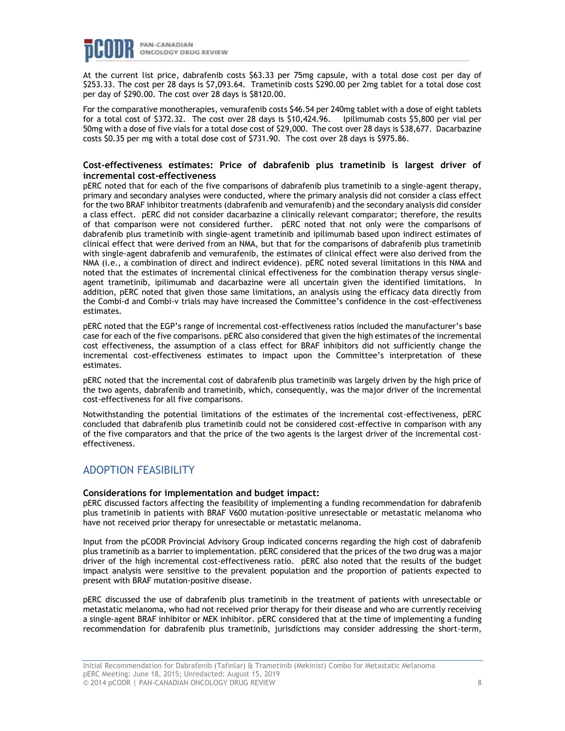At the current list price, dabrafenib costs $63.33 per 75mg capsule, with a total dose cost per day of $253.33. The cost per 28 days is $7,093.64. Trametinib costs $290.00 per 2mg tablet for a total dose cost per day of $290.00. The cost over 28 days is $8120.00.

For the comparative monotherapies, vemurafenib costs $46.54 per 240mg tablet with a dose of eight tablets for a total cost of $372.32. The cost over 28 days is $10,424.96. Ipilimumab costs $5,800 per vial per 50mg with a dose of five vials for a total dose cost of $29,000. The cost over 28 days is $38,677. Dacarbazine costs $0.35 per mg with a total dose cost of $731.90. The cost over 28 days is $975.86.

### Cost-effectiveness estimates: Price of dabrafenib plus trametinib is largest driver of incremental cost-effectiveness

pERC noted that for each of the five comparisons of dabrafenib plus trametinib to a single-agent therapy, primary and secondary analyses were conducted, where the primary analysis did not consider a class effect for the two BRAF inhibitor treatments (dabrafenib and vemurafenib) and the secondary analysis did consider a class effect. pERC did not consider dacarbazine a clinically relevant comparator; therefore, the results of that comparison were not considered further. pERC noted that not only were the comparisons of dabrafenib plus trametinib with single-agent trametinib and ipilimumab based upon indirect estimates of clinical effect that were derived from an NMA, but that for the comparisons of dabrafenib plus trametinib with single-agent dabrafenib and vemurafenib, the estimates of clinical effect were also derived from the NMA (i.e., a combination of direct and indirect evidence). pERC noted several limitations in this NMA and noted that the estimates of incremental clinical effectiveness for the combination therapy versus single-agent trametinib, ipilimumab and dacarbazine were all uncertain given the identified limitations. In addition, pERC noted that given those same limitations, an analysis using the efficacy data directly from the Combi-d and Combi-v trials may have increased the Committee's confidence in the cost-effectiveness estimates.

pERC noted that the EGP's range of incremental cost-effectiveness ratios included the manufacturer's base case for each of the five comparisons. pERC also considered that given the high estimates of the incremental cost effectiveness, the assumption of a class effect for BRAF inhibitors did not sufficiently change the incremental cost-effectiveness estimates to impact upon the Committee's interpretation of these estimates.

pERC noted that the incremental cost of dabrafenib plus trametinib was largely driven by the high price of the two agents, dabrafenib and trametinib, which, consequently, was the major driver of the incremental cost-effectiveness for all five comparisons.

Notwithstanding the potential limitations of the estimates of the incremental cost-effectiveness, pERC concluded that dabrafenib plus trametinib could not be considered cost-effective in comparison with any of the five comparators and that the price of the two agents is the largest driver of the incremental cost-effectiveness.

## ADOPTION FEASIBILITY

### Considerations for implementation and budget impact:

pERC discussed factors affecting the feasibility of implementing a funding recommendation for dabrafenib plus trametinib in patients with BRAF V600 mutation-positive unresectable or metastatic melanoma who have not received prior therapy for unresectable or metastatic melanoma.

Input from the pCODR Provincial Advisory Group indicated concerns regarding the high cost of dabrafenib plus trametinib as a barrier to implementation. pERC considered that the prices of the two drug was a major driver of the high incremental cost-effectiveness ratio. pERC also noted that the results of the budget impact analysis were sensitive to the prevalent population and the proportion of patients expected to present with BRAF mutation-positive disease.

pERC discussed the use of dabrafenib plus trametinib in the treatment of patients with unresectable or metastatic melanoma, who had not received prior therapy for their disease and who are currently receiving a single-agent BRAF inhibitor or MEK inhibitor. pERC considered that at the time of implementing a funding recommendation for dabrafenib plus trametinib, jurisdictions may consider addressing the short-term,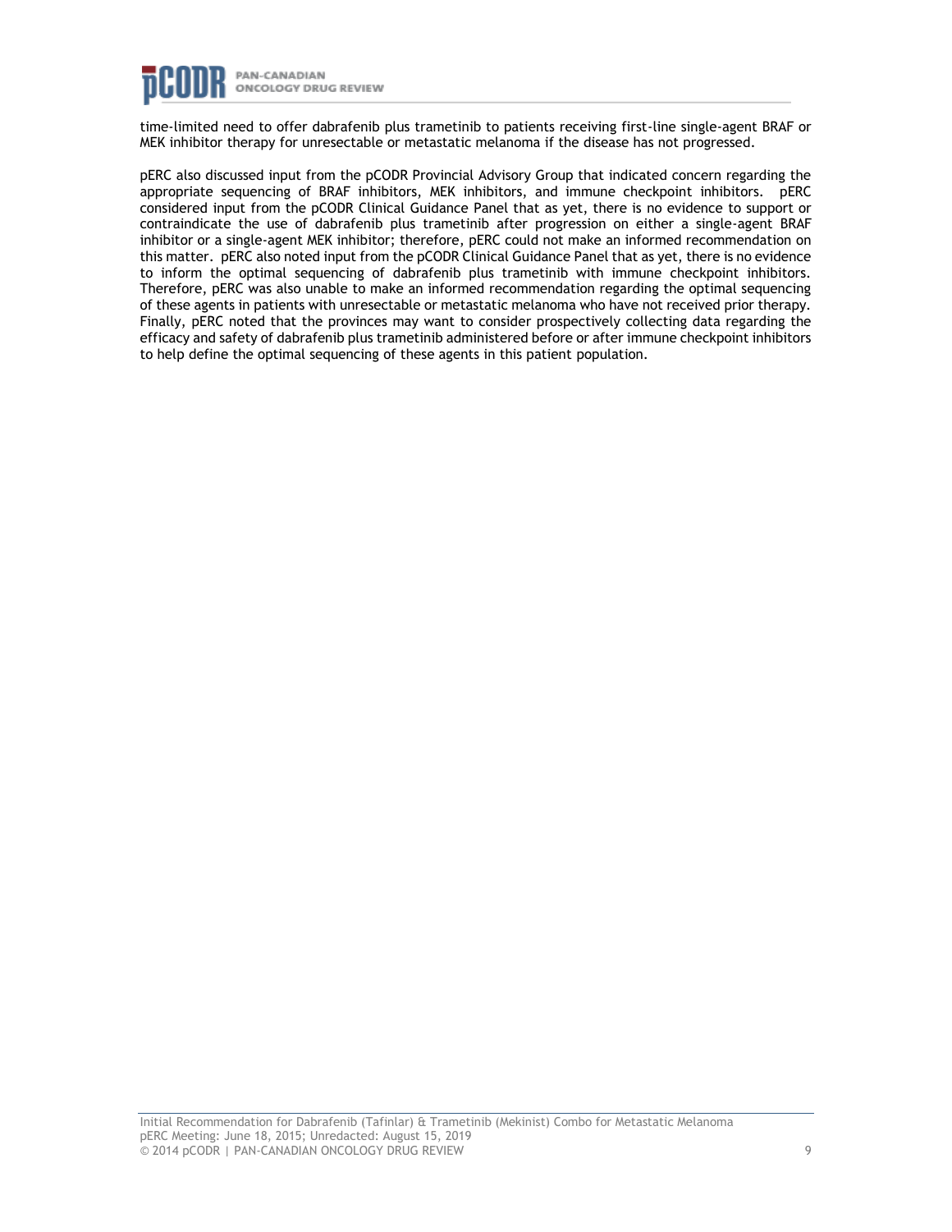time-limited need to offer dabrafenib plus trametinib to patients receiving first-line single-agent BRAF or MEK inhibitor therapy for unresectable or metastatic melanoma if the disease has not progressed.

pERC also discussed input from the pCODR Provincial Advisory Group that indicated concern regarding the appropriate sequencing of BRAF inhibitors, MEK inhibitors, and immune checkpoint inhibitors. pERC considered input from the pCODR Clinical Guidance Panel that as yet, there is no evidence to support or contraindicate the use of dabrafenib plus trametinib after progression on either a single-agent BRAF inhibitor or a single-agent MEK inhibitor; therefore, pERC could not make an informed recommendation on this matter. pERC also noted input from the pCODR Clinical Guidance Panel that as yet, there is no evidence to inform the optimal sequencing of dabrafenib plus trametinib with immune checkpoint inhibitors. Therefore, pERC was also unable to make an informed recommendation regarding the optimal sequencing of these agents in patients with unresectable or metastatic melanoma who have not received prior therapy. Finally, pERC noted that the provinces may want to consider prospectively collecting data regarding the efficacy and safety of dabrafenib plus trametinib administered before or after immune checkpoint inhibitors to help define the optimal sequencing of these agents in this patient population.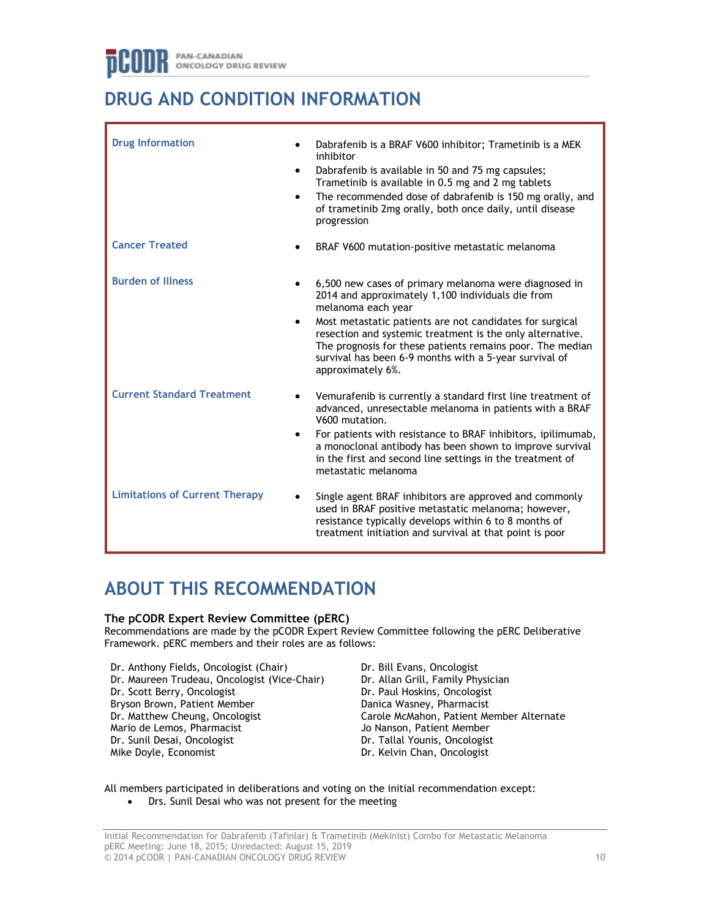# DRUG AND CONDITION INFORMATION

| | |
|---|---|
| **Drug Information** | • Dabrafenib is a BRAF V600 inhibitor; Trametinib is a MEK inhibitor<br>• Dabrafenib is available in 50 and 75 mg capsules; Trametinib is available in 0.5 mg and 2 mg tablets<br>• The recommended dose of dabrafenib is 150 mg orally, and of trametinib 2mg orally, both once daily, until disease progression |
| **Cancer Treated** | • BRAF V600 mutation-positive metastatic melanoma |
| **Burden of Illness** | • 6,500 new cases of primary melanoma were diagnosed in 2014 and approximately 1,100 individuals die from melanoma each year<br>• Most metastatic patients are not candidates for surgical resection and systemic treatment is the only alternative. The prognosis for these patients remains poor. The median survival has been 6-9 months with a 5-year survival of approximately 6%. |
| **Current Standard Treatment** | • Vemurafenib is currently a standard first line treatment of advanced, unresectable melanoma in patients with a BRAF V600 mutation.<br>• For patients with resistance to BRAF inhibitors, ipilimumab, a monoclonal antibody has been shown to improve survival in the first and second line settings in the treatment of metastatic melanoma |
| **Limitations of Current Therapy** | • Single agent BRAF inhibitors are approved and commonly used in BRAF positive metastatic melanoma; however, resistance typically develops within 6 to 8 months of treatment initiation and survival at that point is poor |

# ABOUT THIS RECOMMENDATION

**The pCODR Expert Review Committee (pERC)**

Recommendations are made by the pCODR Expert Review Committee following the pERC Deliberative Framework. pERC members and their roles are as follows:

Dr. Anthony Fields, Oncologist (Chair)
Dr. Maureen Trudeau, Oncologist (Vice-Chair)
Dr. Scott Berry, Oncologist
Bryson Brown, Patient Member
Dr. Matthew Cheung, Oncologist
Mario de Lemos, Pharmacist
Dr. Sunil Desai, Oncologist
Mike Doyle, Economist
Dr. Bill Evans, Oncologist
Dr. Allan Grill, Family Physician
Dr. Paul Hoskins, Oncologist
Danica Wasney, Pharmacist
Carole McMahon, Patient Member Alternate
Jo Nanson, Patient Member
Dr. Tallal Younis, Oncologist
Dr. Kelvin Chan, Oncologist

All members participated in deliberations and voting on the initial recommendation except:

- Drs. Sunil Desai who was not present for the meeting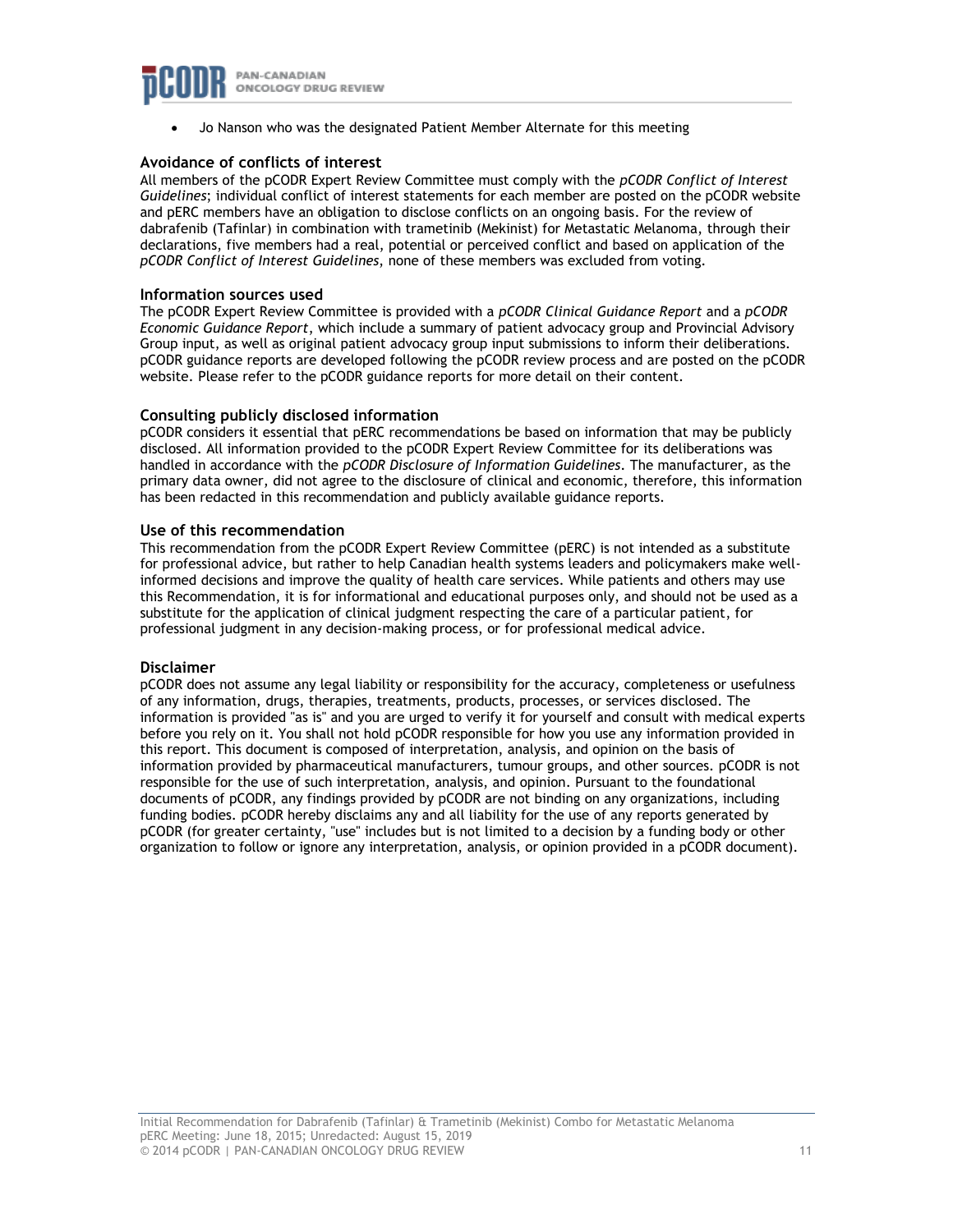- Jo Nanson who was the designated Patient Member Alternate for this meeting

### Avoidance of conflicts of interest

All members of the pCODR Expert Review Committee must comply with the *pCODR Conflict of Interest Guidelines*; individual conflict of interest statements for each member are posted on the pCODR website and pERC members have an obligation to disclose conflicts on an ongoing basis. For the review of dabrafenib (Tafinlar) in combination with trametinib (Mekinist) for Metastatic Melanoma, through their declarations, five members had a real, potential or perceived conflict and based on application of the *pCODR Conflict of Interest Guidelines*, none of these members was excluded from voting.

### Information sources used

The pCODR Expert Review Committee is provided with a *pCODR Clinical Guidance Report* and a *pCODR Economic Guidance Report*, which include a summary of patient advocacy group and Provincial Advisory Group input, as well as original patient advocacy group input submissions to inform their deliberations. pCODR guidance reports are developed following the pCODR review process and are posted on the pCODR website. Please refer to the pCODR guidance reports for more detail on their content.

### Consulting publicly disclosed information

pCODR considers it essential that pERC recommendations be based on information that may be publicly disclosed. All information provided to the pCODR Expert Review Committee for its deliberations was handled in accordance with the *pCODR Disclosure of Information Guidelines*. The manufacturer, as the primary data owner, did not agree to the disclosure of clinical and economic, therefore, this information has been redacted in this recommendation and publicly available guidance reports.

### Use of this recommendation

This recommendation from the pCODR Expert Review Committee (pERC) is not intended as a substitute for professional advice, but rather to help Canadian health systems leaders and policymakers make well-informed decisions and improve the quality of health care services. While patients and others may use this Recommendation, it is for informational and educational purposes only, and should not be used as a substitute for the application of clinical judgment respecting the care of a particular patient, for professional judgment in any decision-making process, or for professional medical advice.

### Disclaimer

pCODR does not assume any legal liability or responsibility for the accuracy, completeness or usefulness of any information, drugs, therapies, treatments, products, processes, or services disclosed. The information is provided "as is" and you are urged to verify it for yourself and consult with medical experts before you rely on it. You shall not hold pCODR responsible for how you use any information provided in this report. This document is composed of interpretation, analysis, and opinion on the basis of information provided by pharmaceutical manufacturers, tumour groups, and other sources. pCODR is not responsible for the use of such interpretation, analysis, and opinion. Pursuant to the foundational documents of pCODR, any findings provided by pCODR are not binding on any organizations, including funding bodies. pCODR hereby disclaims any and all liability for the use of any reports generated by pCODR (for greater certainty, "use" includes but is not limited to a decision by a funding body or other organization to follow or ignore any interpretation, analysis, or opinion provided in a pCODR document).